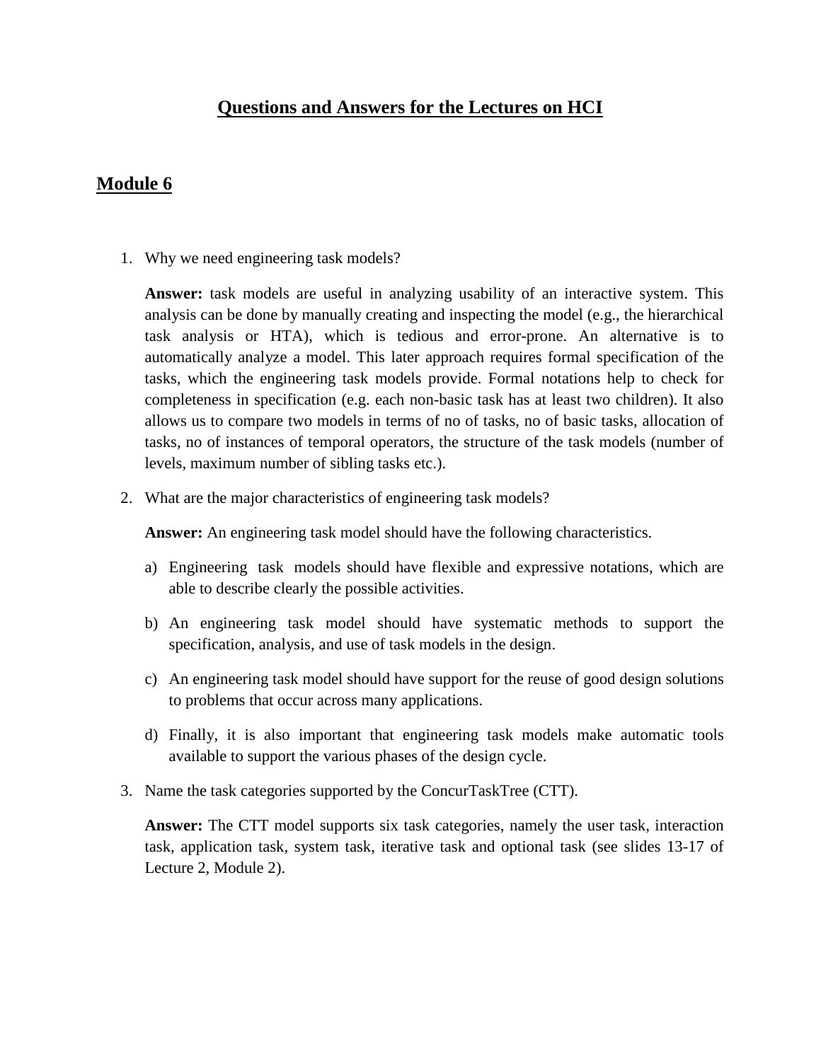# Questions and Answers for the Lectures on HCI

## Module 6

1. Why we need engineering task models?

   **Answer:** task models are useful in analyzing usability of an interactive system. This analysis can be done by manually creating and inspecting the model (e.g., the hierarchical task analysis or HTA), which is tedious and error-prone. An alternative is to automatically analyze a model. This later approach requires formal specification of the tasks, which the engineering task models provide. Formal notations help to check for completeness in specification (e.g. each non-basic task has at least two children). It also allows us to compare two models in terms of no of tasks, no of basic tasks, allocation of tasks, no of instances of temporal operators, the structure of the task models (number of levels, maximum number of sibling tasks etc.).

2. What are the major characteristics of engineering task models?

   **Answer:** An engineering task model should have the following characteristics.

   a) Engineering task models should have flexible and expressive notations, which are able to describe clearly the possible activities.

   b) An engineering task model should have systematic methods to support the specification, analysis, and use of task models in the design.

   c) An engineering task model should have support for the reuse of good design solutions to problems that occur across many applications.

   d) Finally, it is also important that engineering task models make automatic tools available to support the various phases of the design cycle.

3. Name the task categories supported by the ConcurTaskTree (CTT).

   **Answer:** The CTT model supports six task categories, namely the user task, interaction task, application task, system task, iterative task and optional task (see slides 13-17 of Lecture 2, Module 2).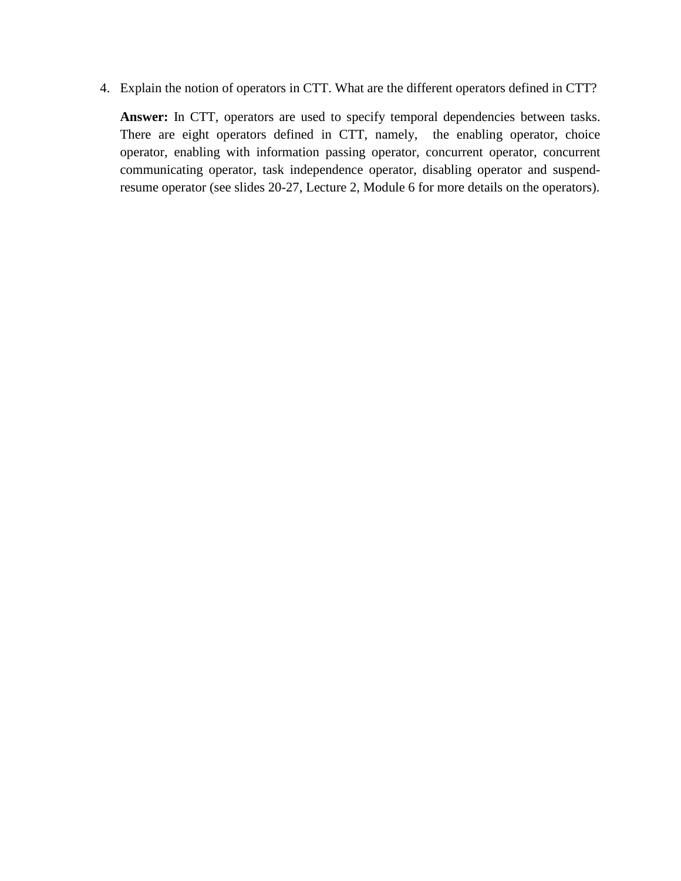4. Explain the notion of operators in CTT. What are the different operators defined in CTT?

   **Answer:** In CTT, operators are used to specify temporal dependencies between tasks. There are eight operators defined in CTT, namely, the enabling operator, choice operator, enabling with information passing operator, concurrent operator, concurrent communicating operator, task independence operator, disabling operator and suspend-resume operator (see slides 20-27, Lecture 2, Module 6 for more details on the operators).